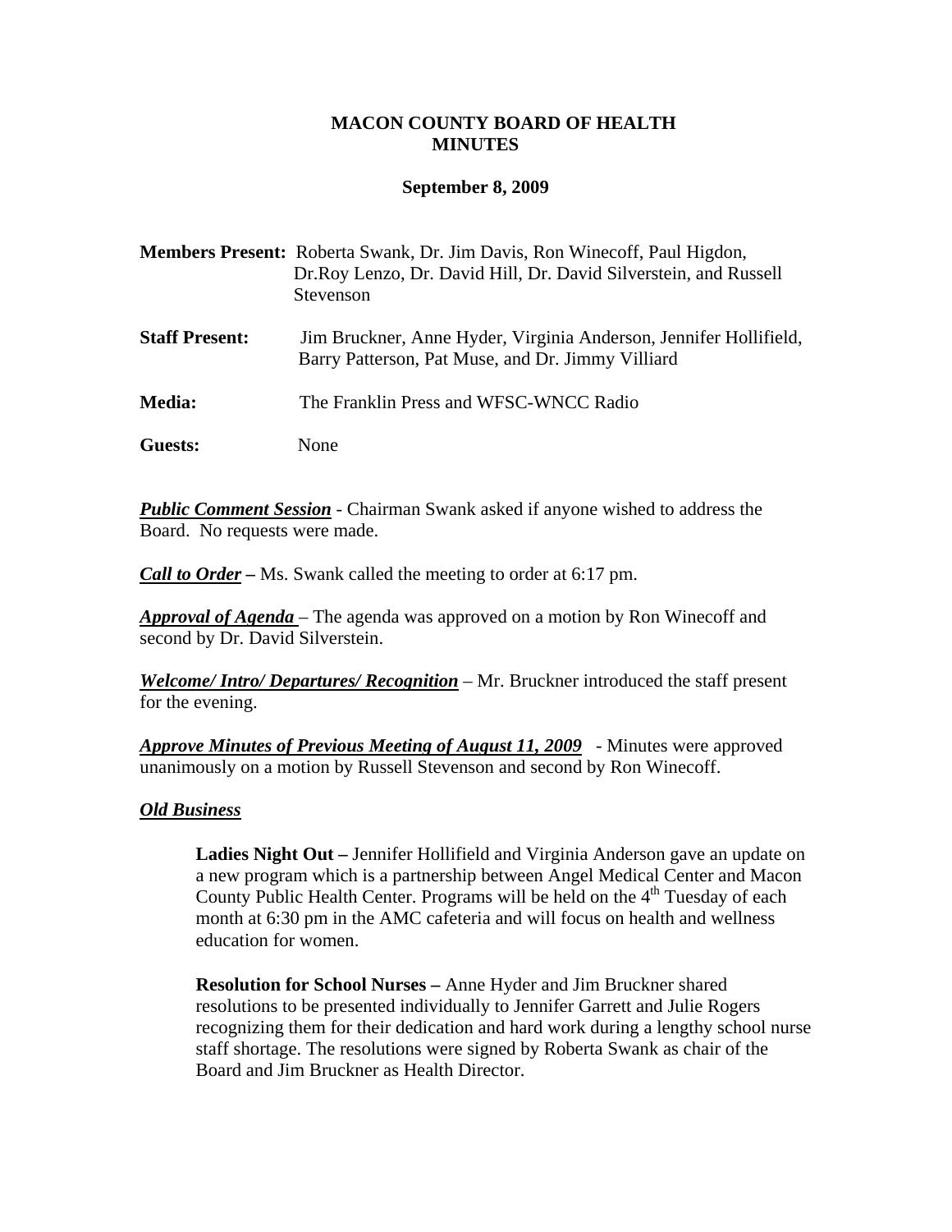# MACON COUNTY BOARD OF HEALTH
# MINUTES

**September 8, 2009**

**Members Present:** Roberta Swank, Dr. Jim Davis, Ron Winecoff, Paul Higdon, Dr.Roy Lenzo, Dr. David Hill, Dr. David Silverstein, and Russell Stevenson

**Staff Present:** Jim Bruckner, Anne Hyder, Virginia Anderson, Jennifer Hollifield, Barry Patterson, Pat Muse, and Dr. Jimmy Villiard

**Media:** The Franklin Press and WFSC-WNCC Radio

**Guests:** None

***Public Comment Session*** - Chairman Swank asked if anyone wished to address the Board. No requests were made.

***Call to Order*** **–** Ms. Swank called the meeting to order at 6:17 pm.

***Approval of Agenda*** – The agenda was approved on a motion by Ron Winecoff and second by Dr. David Silverstein.

***Welcome/ Intro/ Departures/ Recognition*** – Mr. Bruckner introduced the staff present for the evening.

***Approve Minutes of Previous Meeting of August 11, 2009*** - Minutes were approved unanimously on a motion by Russell Stevenson and second by Ron Winecoff.

***Old Business***

**Ladies Night Out –** Jennifer Hollifield and Virginia Anderson gave an update on a new program which is a partnership between Angel Medical Center and Macon County Public Health Center. Programs will be held on the 4th Tuesday of each month at 6:30 pm in the AMC cafeteria and will focus on health and wellness education for women.

**Resolution for School Nurses –** Anne Hyder and Jim Bruckner shared resolutions to be presented individually to Jennifer Garrett and Julie Rogers recognizing them for their dedication and hard work during a lengthy school nurse staff shortage. The resolutions were signed by Roberta Swank as chair of the Board and Jim Bruckner as Health Director.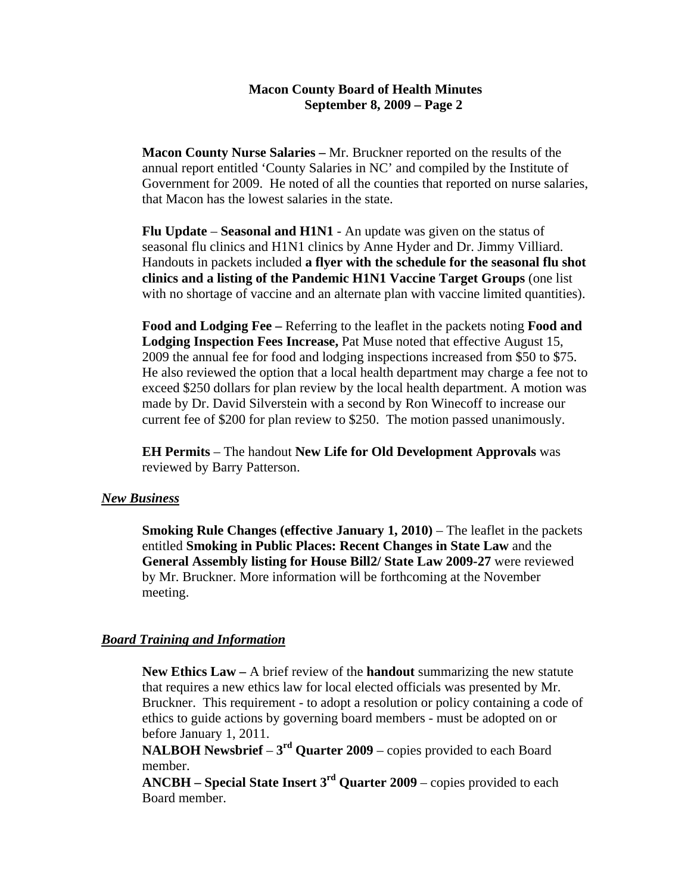**Macon County Nurse Salaries –** Mr. Bruckner reported on the results of the annual report entitled 'County Salaries in NC' and compiled by the Institute of Government for 2009. He noted of all the counties that reported on nurse salaries, that Macon has the lowest salaries in the state.

**Flu Update** – **Seasonal and H1N1** - An update was given on the status of seasonal flu clinics and H1N1 clinics by Anne Hyder and Dr. Jimmy Villiard. Handouts in packets included **a flyer with the schedule for the seasonal flu shot clinics and a listing of the Pandemic H1N1 Vaccine Target Groups** (one list with no shortage of vaccine and an alternate plan with vaccine limited quantities).

**Food and Lodging Fee –** Referring to the leaflet in the packets noting **Food and Lodging Inspection Fees Increase,** Pat Muse noted that effective August 15, 2009 the annual fee for food and lodging inspections increased from $50 to $75. He also reviewed the option that a local health department may charge a fee not to exceed $250 dollars for plan review by the local health department. A motion was made by Dr. David Silverstein with a second by Ron Winecoff to increase our current fee of $200 for plan review to $250. The motion passed unanimously.

**EH Permits** – The handout **New Life for Old Development Approvals** was reviewed by Barry Patterson.

***New Business***

**Smoking Rule Changes (effective January 1, 2010)** – The leaflet in the packets entitled **Smoking in Public Places: Recent Changes in State Law** and the **General Assembly listing for House Bill2/ State Law 2009-27** were reviewed by Mr. Bruckner. More information will be forthcoming at the November meeting.

***Board Training and Information***

**New Ethics Law –** A brief review of the **handout** summarizing the new statute that requires a new ethics law for local elected officials was presented by Mr. Bruckner. This requirement - to adopt a resolution or policy containing a code of ethics to guide actions by governing board members - must be adopted on or before January 1, 2011.

**NALBOH Newsbrief** – **3rd Quarter 2009** – copies provided to each Board member.

**ANCBH – Special State Insert 3rd Quarter 2009** – copies provided to each Board member.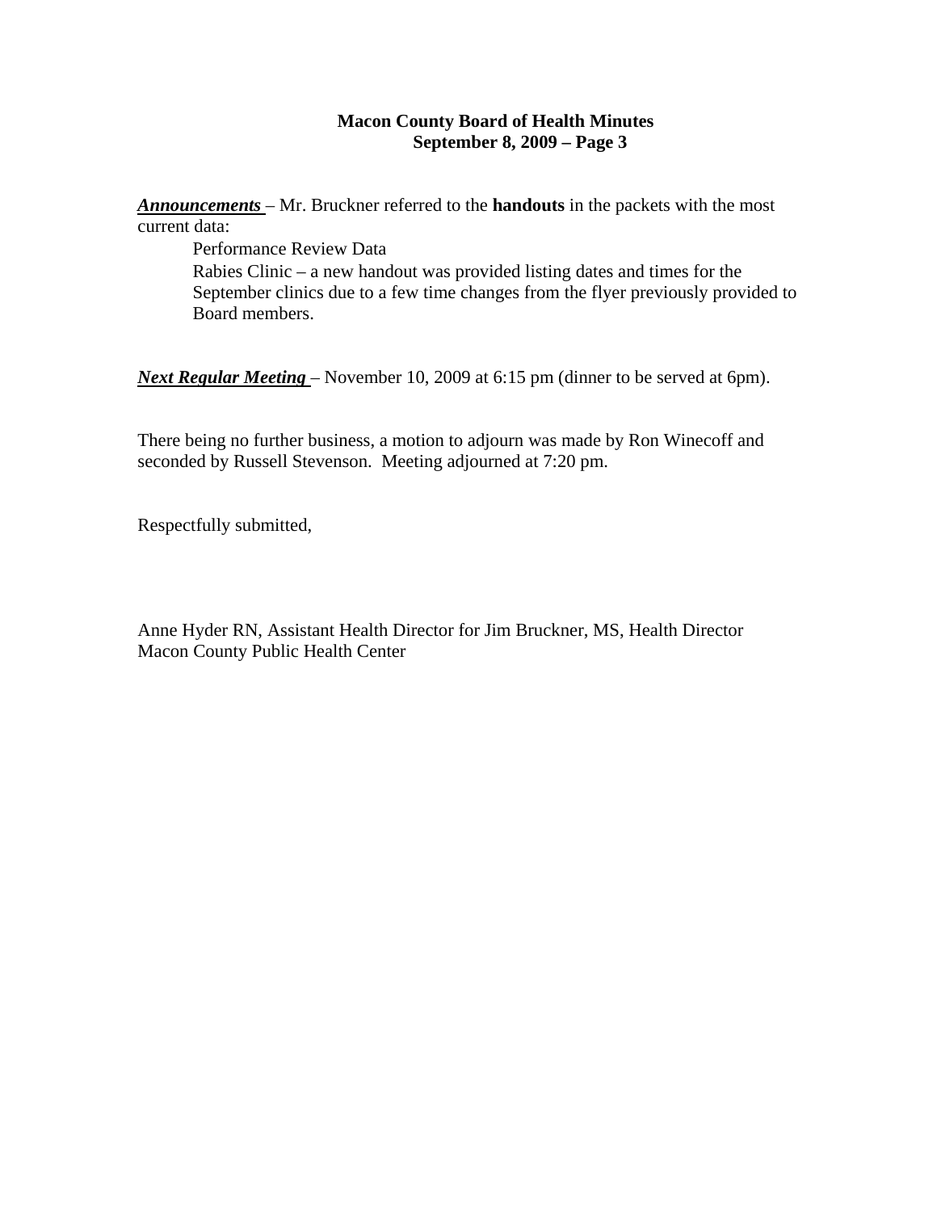***Announcements*** – Mr. Bruckner referred to the **handouts** in the packets with the most current data:

Performance Review Data

Rabies Clinic – a new handout was provided listing dates and times for the September clinics due to a few time changes from the flyer previously provided to Board members.

***Next Regular Meeting*** – November 10, 2009 at 6:15 pm (dinner to be served at 6pm).

There being no further business, a motion to adjourn was made by Ron Winecoff and seconded by Russell Stevenson. Meeting adjourned at 7:20 pm.

Respectfully submitted,

Anne Hyder RN, Assistant Health Director for Jim Bruckner, MS, Health Director
Macon County Public Health Center